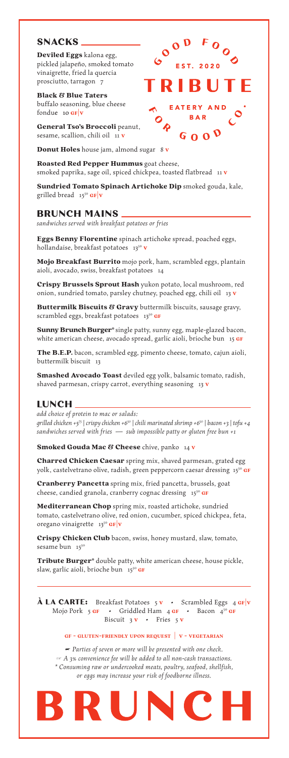# TRIBUTE

GOOD FOOD · EST. 2020 · EATERY AND BAR · FOR GOOD CO.

## SNACKS

**Deviled Eggs** kalona egg, pickled jalapeño, smoked tomato vinaigrette, fried la quercia prosciutto, tarragon 7

**Black & Blue Taters** buffalo seasoning, blue cheese fondue 10 **GF|V**

**General Tso's Broccoli** peanut, sesame, scallion, chili oil 11 **V**

**Donut Holes** house jam, almond sugar 8 **V**

**Roasted Red Pepper Hummus** goat cheese, smoked paprika, sage oil, spiced chickpea, toasted flatbread 11 **V**

**Sundried Tomato Spinach Artichoke Dip** smoked gouda, kale, grilled bread $15^{50}$ **GF|V**

## BRUNCH MAINS

*sandwiches served with breakfast potatoes or fries*

**Eggs Benny Florentine** spinach artichoke spread, poached eggs, hollandaise, breakfast potatoes $13^{50}$ **V**

**Mojo Breakfast Burrito** mojo pork, ham, scrambled eggs, plantain aioli, avocado, swiss, breakfast potatoes 14

**Crispy Brussels Sprout Hash** yukon potato, local mushroom, red onion, sundried tomato, parsley chutney, poached egg, chili oil 13 **V**

**Buttermilk Biscuits & Gravy** buttermilk biscuits, sausage gravy, scrambled eggs, breakfast potatoes $13^{50}$ **GF**

**Sunny Brunch Burger*** single patty, sunny egg, maple-glazed bacon, white american cheese, avocado spread, garlic aioli, brioche bun 15 **GF**

**The B.E.P.** bacon, scrambled egg, pimento cheese, tomato, cajun aioli, buttermilk biscuit 13

**Smashed Avocado Toast** deviled egg yolk, balsamic tomato, radish, shaved parmesan, crispy carrot, everything seasoning 13 **V**

## LUNCH

*add choice of protein to mac or salads:*
*grilled chicken +$5^{75}$ | crispy chicken +$6^{50}$ | chili marinated shrimp +$6^{50}$ | bacon +3 | tofu +4*
*sandwiches served with fries — sub impossible patty or gluten free bun +1*

**Smoked Gouda Mac & Cheese** chive, panko 14 **V**

**Charred Chicken Caesar** spring mix, shaved parmesan, grated egg yolk, castelvetrano olive, radish, green peppercorn caesar dressing $15^{50}$ **GF**

**Cranberry Pancetta** spring mix, fried pancetta, brussels, goat cheese, candied granola, cranberry cognac dressing $15^{50}$ **GF**

**Mediterranean Chop** spring mix, roasted artichoke, sundried tomato, castelvetrano olive, red onion, cucumber, spiced chickpea, feta, oregano vinaigrette $13^{50}$ **GF|V**

**Crispy Chicken Club** bacon, swiss, honey mustard, slaw, tomato, sesame bun $15^{50}$

**Tribute Burger*** double patty, white american cheese, house pickle, slaw, garlic aioli, brioche bun $15^{50}$ **GF**

---

**À LA CARTE:** Breakfast Potatoes 5 **V** • Scrambled Eggs 4 **GF|V**
Mojo Pork 5 **GF** • Griddled Ham 4 **GF** • Bacon $4^{50}$ **GF**
Biscuit 3 **V** • Fries 5 **V**

**GF – GLUTEN-FRIENDLY UPON REQUEST | V – VEGETARIAN**

*☛ Parties of seven or more will be presented with one check.*
*☞ A 3% convenience fee will be added to all non-cash transactions.*
** Consuming raw or undercooked meats, poultry, seafood, shellfish, or eggs may increase your risk of foodborne illness.*

# BRUNCH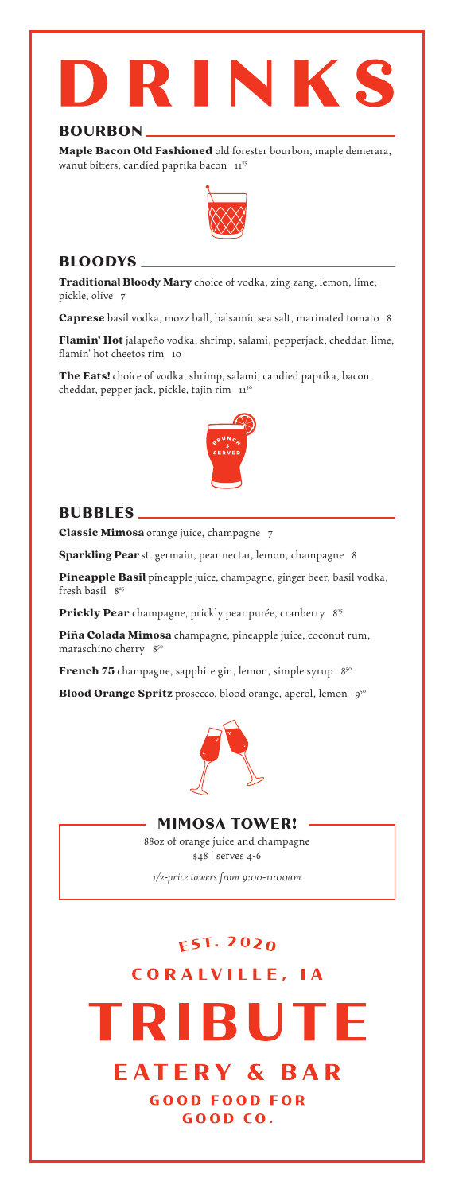# DRINKS

## BOURBON

**Maple Bacon Old Fashioned** old forester bourbon, maple demerara, wanut bitters, candied paprika bacon 11[75]

## BLOODYS

**Traditional Bloody Mary** choice of vodka, zing zang, lemon, lime, pickle, olive 7

**Caprese** basil vodka, mozz ball, balsamic sea salt, marinated tomato 8

**Flamin' Hot** jalapeño vodka, shrimp, salami, pepperjack, cheddar, lime, flamin' hot cheetos rim 10

**The Eats!** choice of vodka, shrimp, salami, candied paprika, bacon, cheddar, pepper jack, pickle, tajin rim 11[50]

BRUNCH IS SERVED

## BUBBLES

**Classic Mimosa** orange juice, champagne 7

**Sparkling Pear** st. germain, pear nectar, lemon, champagne 8

**Pineapple Basil** pineapple juice, champagne, ginger beer, basil vodka, fresh basil 8[25]

**Prickly Pear** champagne, prickly pear purée, cranberry 8[25]

**Piña Colada Mimosa** champagne, pineapple juice, coconut rum, maraschino cherry 8[50]

**French 75** champagne, sapphire gin, lemon, simple syrup 8[50]

**Blood Orange Spritz** prosecco, blood orange, aperol, lemon 9[50]

### MIMOSA TOWER!

88oz of orange juice and champagne
$48 | serves 4-6

*1/2-price towers from 9:00-11:00am*

EST. 2020

CORALVILLE, IA

# TRIBUTE

## EATERY & BAR

GOOD FOOD FOR GOOD CO.